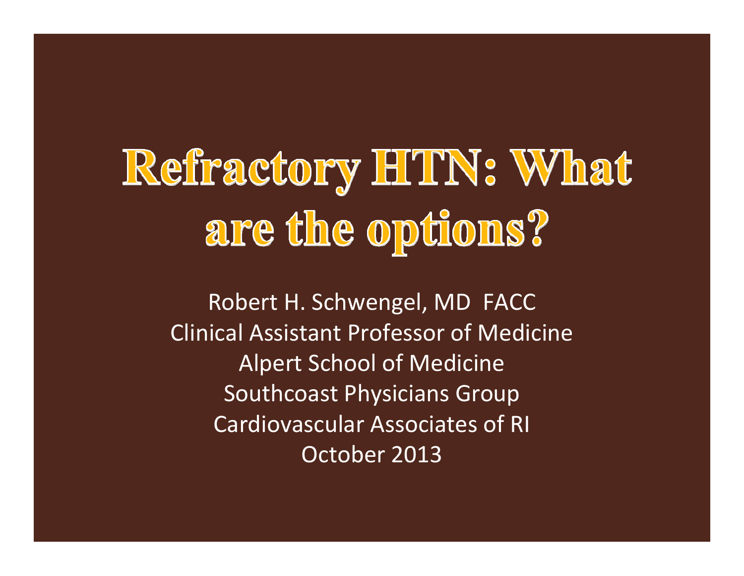# Refractory HTN: What are the options?

Robert H. Schwengel, MD FACC
Clinical Assistant Professor of Medicine
Alpert School of Medicine
Southcoast Physicians Group
Cardiovascular Associates of RI
October 2013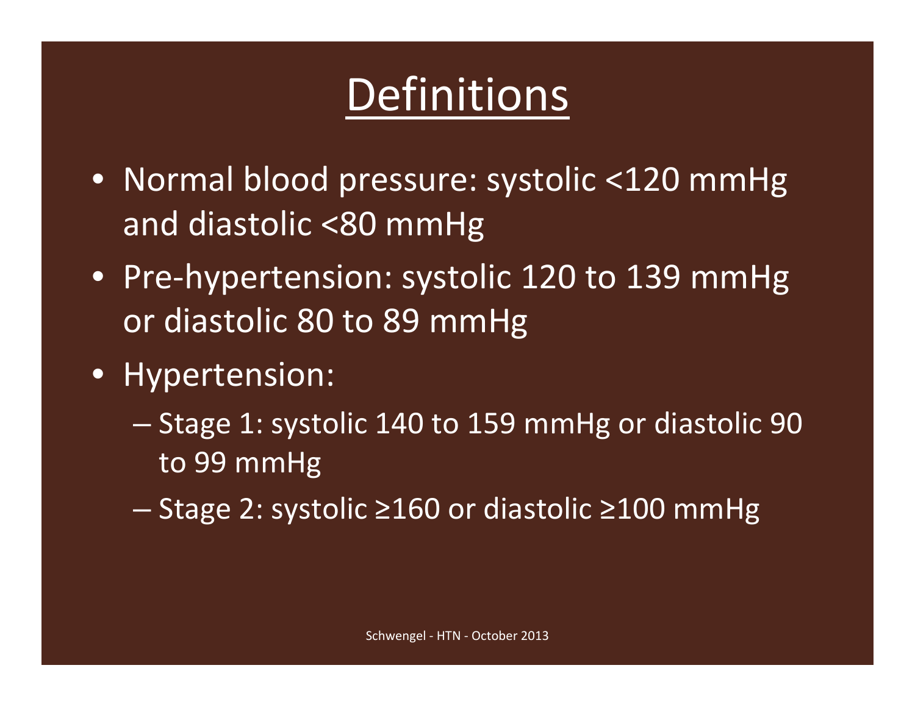# Definitions

- Normal blood pressure: systolic <120 mmHg and diastolic <80 mmHg
- Pre-hypertension: systolic 120 to 139 mmHg or diastolic 80 to 89 mmHg
- Hypertension:
  - Stage 1: systolic 140 to 159 mmHg or diastolic 90 to 99 mmHg
  - Stage 2: systolic ≥160 or diastolic ≥100 mmHg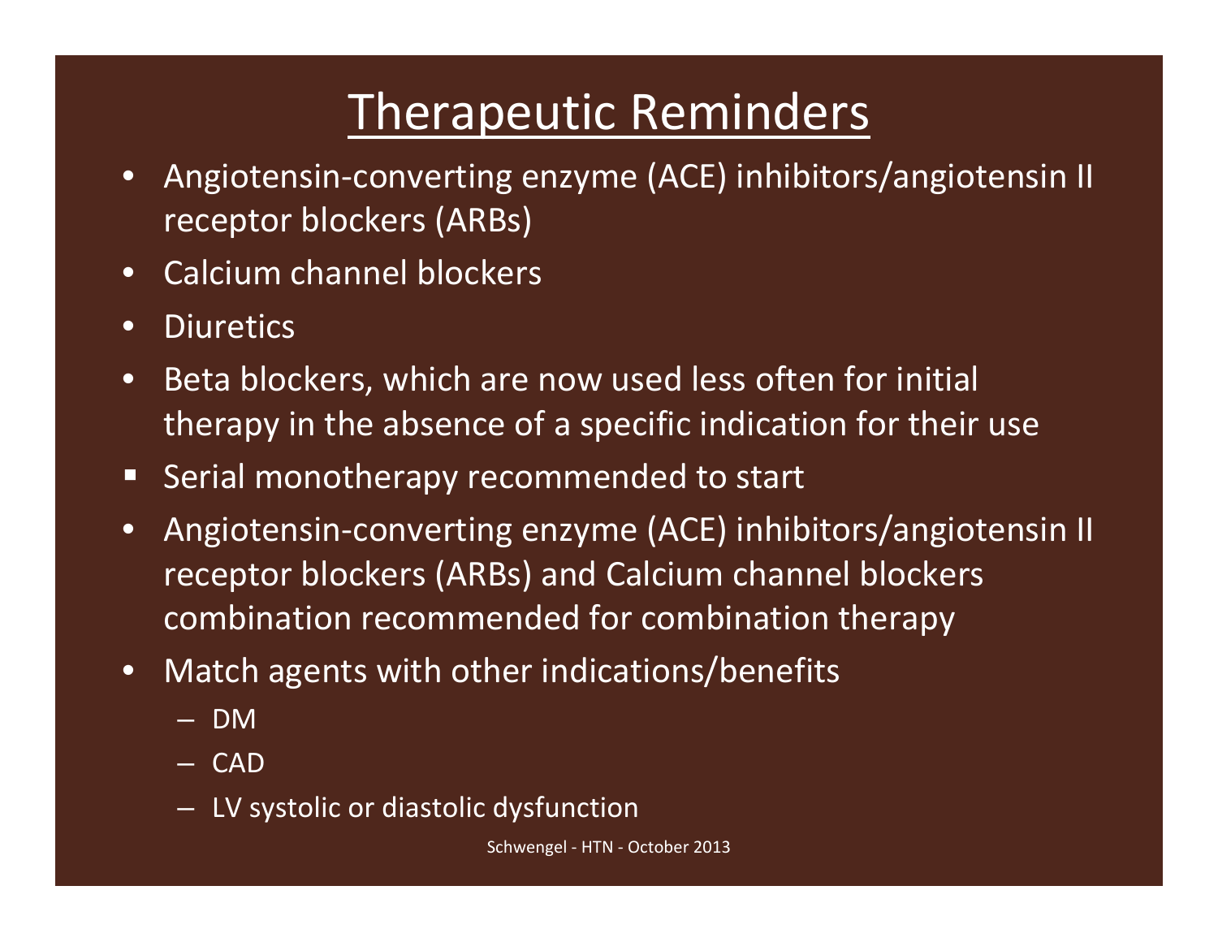# Therapeutic Reminders

- Angiotensin-converting enzyme (ACE) inhibitors/angiotensin II receptor blockers (ARBs)
- Calcium channel blockers
- Diuretics
- Beta blockers, which are now used less often for initial therapy in the absence of a specific indication for their use
- Serial monotherapy recommended to start
- Angiotensin-converting enzyme (ACE) inhibitors/angiotensin II receptor blockers (ARBs) and Calcium channel blockers combination recommended for combination therapy
- Match agents with other indications/benefits
  - DM
  - CAD
  - LV systolic or diastolic dysfunction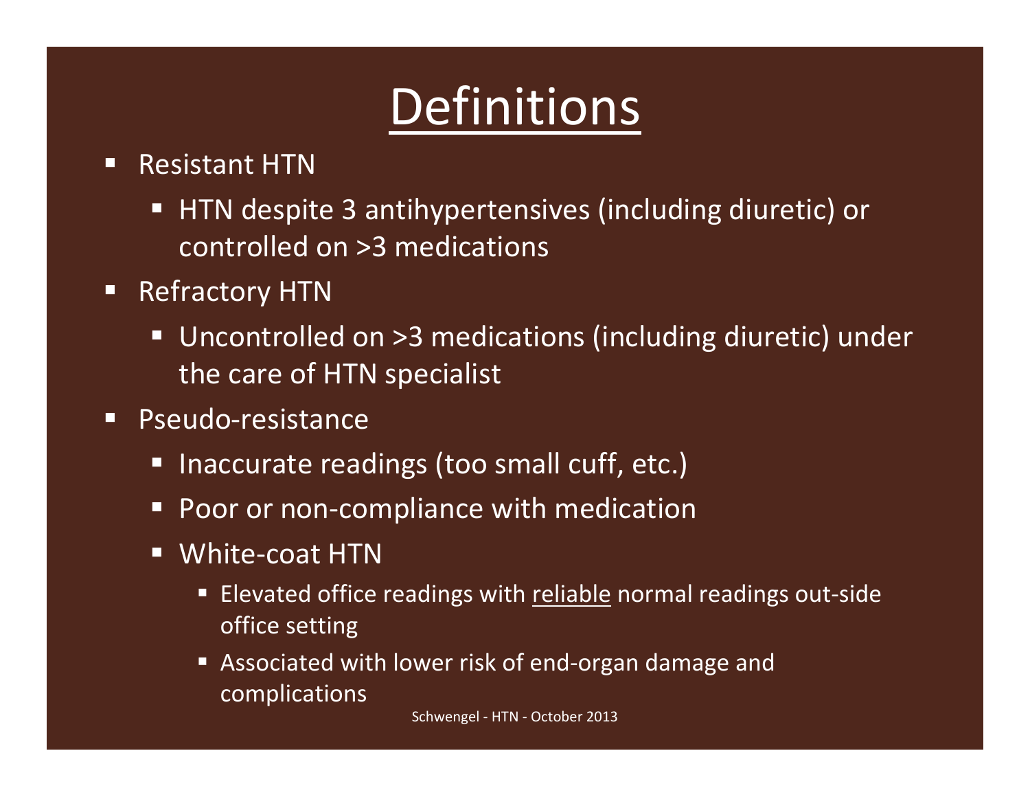# Definitions

- Resistant HTN
  - HTN despite 3 antihypertensives (including diuretic) or controlled on >3 medications
- Refractory HTN
  - Uncontrolled on >3 medications (including diuretic) under the care of HTN specialist
- Pseudo-resistance
  - Inaccurate readings (too small cuff, etc.)
  - Poor or non-compliance with medication
  - White-coat HTN
    - Elevated office readings with reliable normal readings out-side office setting
    - Associated with lower risk of end-organ damage and complications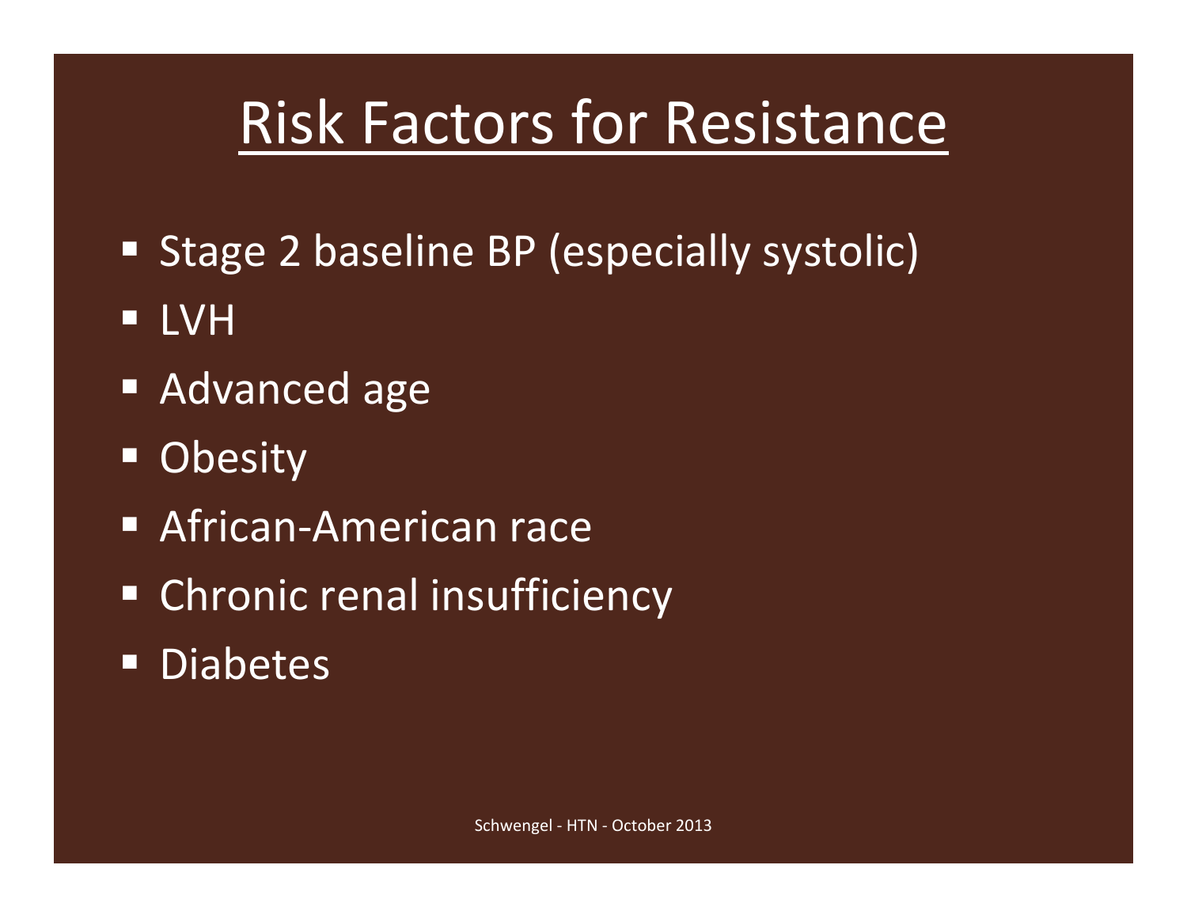# Risk Factors for Resistance

- Stage 2 baseline BP (especially systolic)
- LVH
- Advanced age
- Obesity
- African-American race
- Chronic renal insufficiency
- Diabetes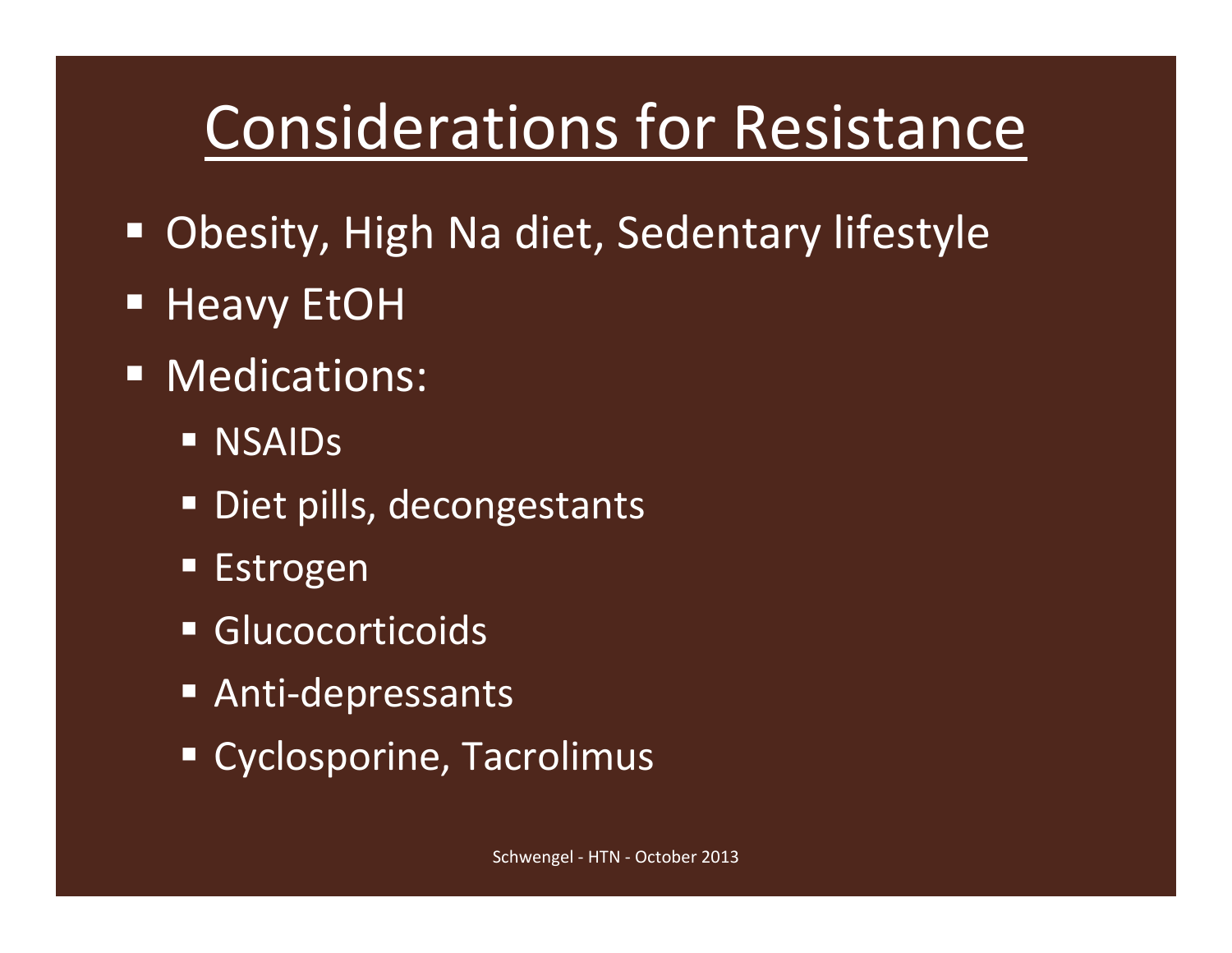# Considerations for Resistance

- Obesity, High Na diet, Sedentary lifestyle
- Heavy EtOH
- Medications:
  - NSAIDs
  - Diet pills, decongestants
  - Estrogen
  - Glucocorticoids
  - Anti-depressants
  - Cyclosporine, Tacrolimus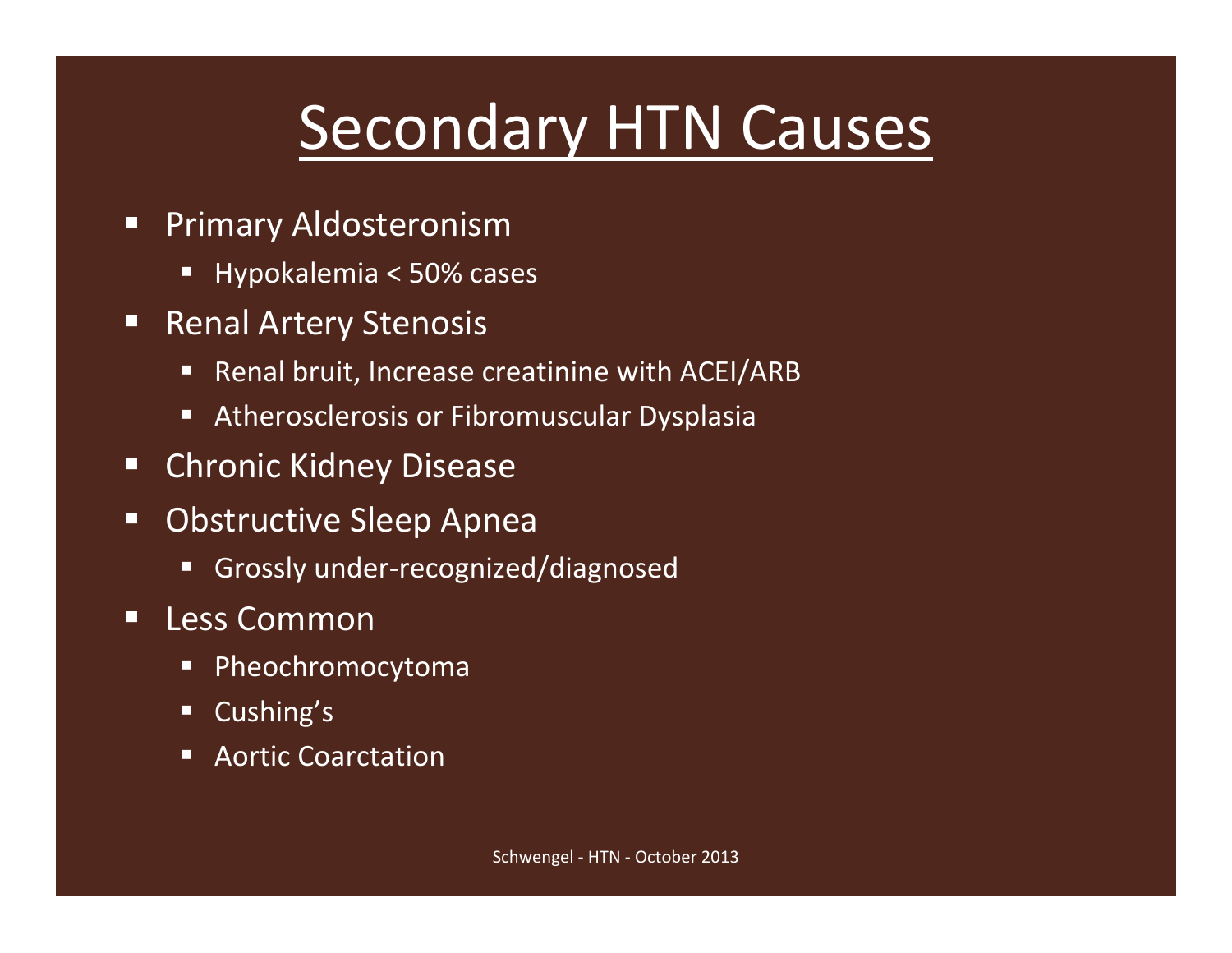# Secondary HTN Causes

- Primary Aldosteronism
  - Hypokalemia < 50% cases
- Renal Artery Stenosis
  - Renal bruit, Increase creatinine with ACEI/ARB
  - Atherosclerosis or Fibromuscular Dysplasia
- Chronic Kidney Disease
- Obstructive Sleep Apnea
  - Grossly under-recognized/diagnosed
- Less Common
  - Pheochromocytoma
  - Cushing's
  - Aortic Coarctation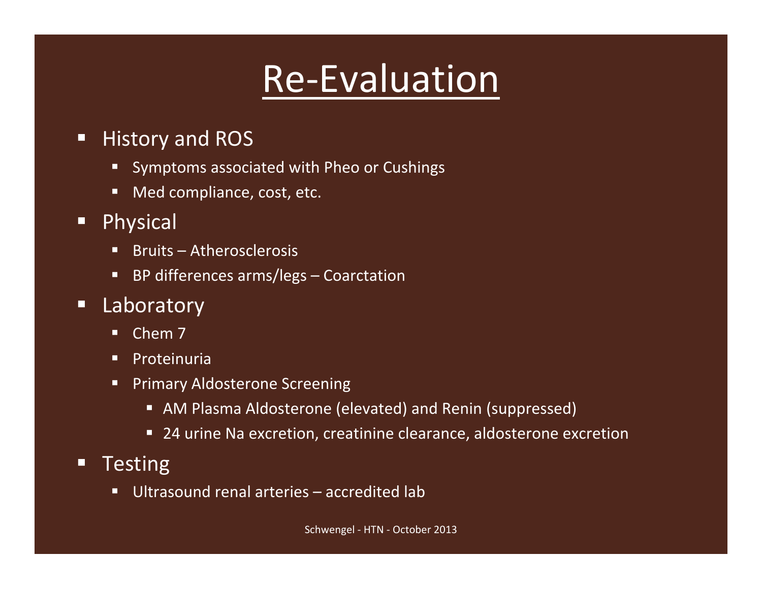# Re-Evaluation

- History and ROS
  - Symptoms associated with Pheo or Cushings
  - Med compliance, cost, etc.
- Physical
  - Bruits – Atherosclerosis
  - BP differences arms/legs – Coarctation
- Laboratory
  - Chem 7
  - Proteinuria
  - Primary Aldosterone Screening
    - AM Plasma Aldosterone (elevated) and Renin (suppressed)
    - 24 urine Na excretion, creatinine clearance, aldosterone excretion
- Testing
  - Ultrasound renal arteries – accredited lab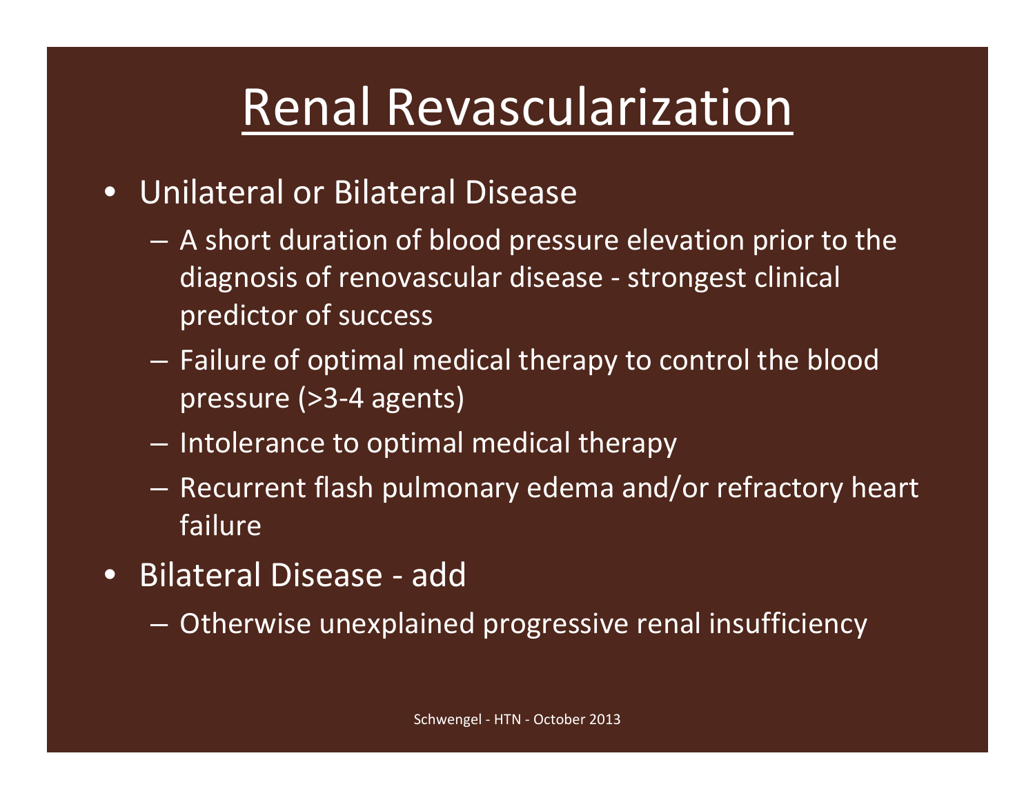# Renal Revascularization

- Unilateral or Bilateral Disease
  - A short duration of blood pressure elevation prior to the diagnosis of renovascular disease - strongest clinical predictor of success
  - Failure of optimal medical therapy to control the blood pressure (>3-4 agents)
  - Intolerance to optimal medical therapy
  - Recurrent flash pulmonary edema and/or refractory heart failure
- Bilateral Disease - add
  - Otherwise unexplained progressive renal insufficiency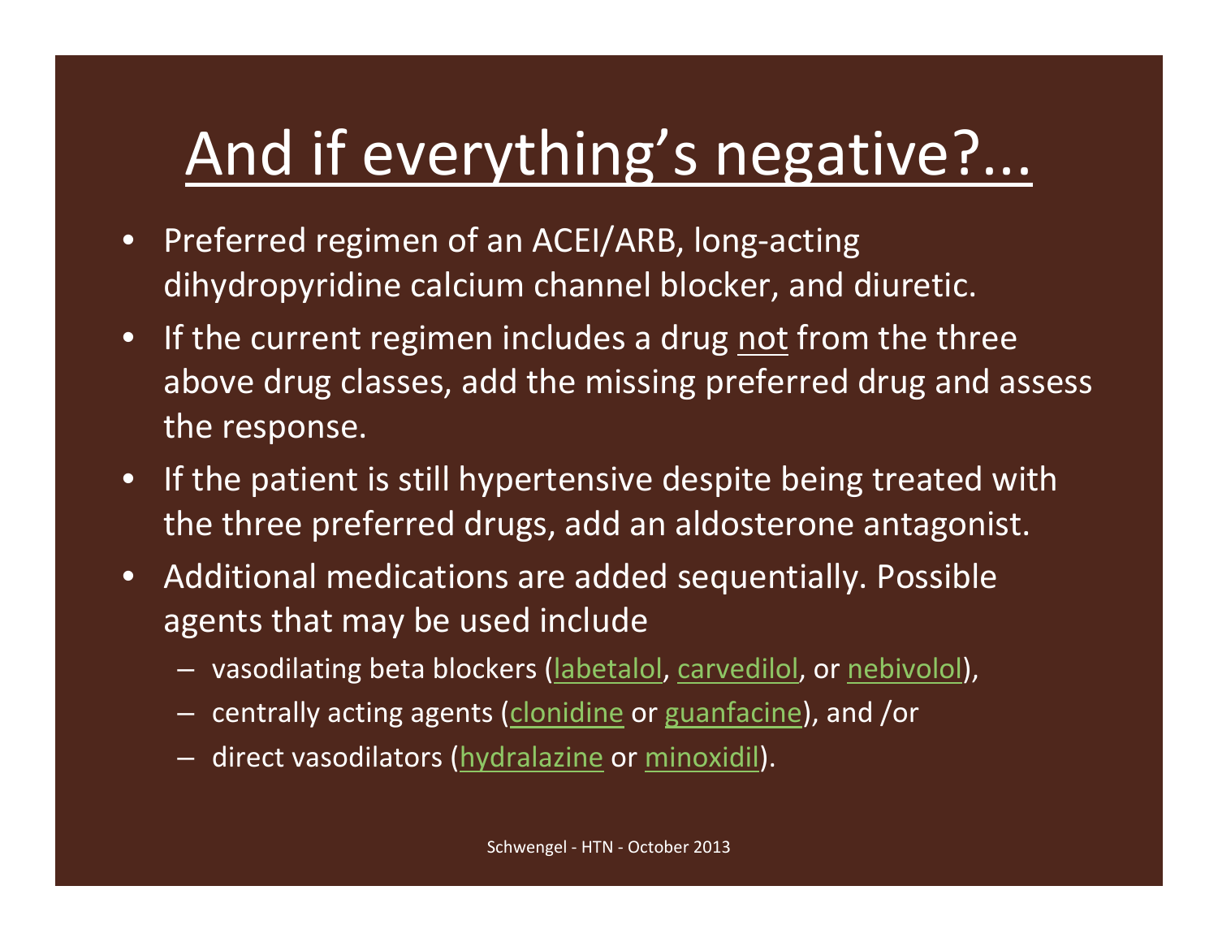# And if everything's negative?...

- Preferred regimen of an ACEI/ARB, long-acting dihydropyridine calcium channel blocker, and diuretic.
- If the current regimen includes a drug not from the three above drug classes, add the missing preferred drug and assess the response.
- If the patient is still hypertensive despite being treated with the three preferred drugs, add an aldosterone antagonist.
- Additional medications are added sequentially. Possible agents that may be used include
  - vasodilating beta blockers (labetalol, carvedilol, or nebivolol),
  - centrally acting agents (clonidine or guanfacine), and /or
  - direct vasodilators (hydralazine or minoxidil).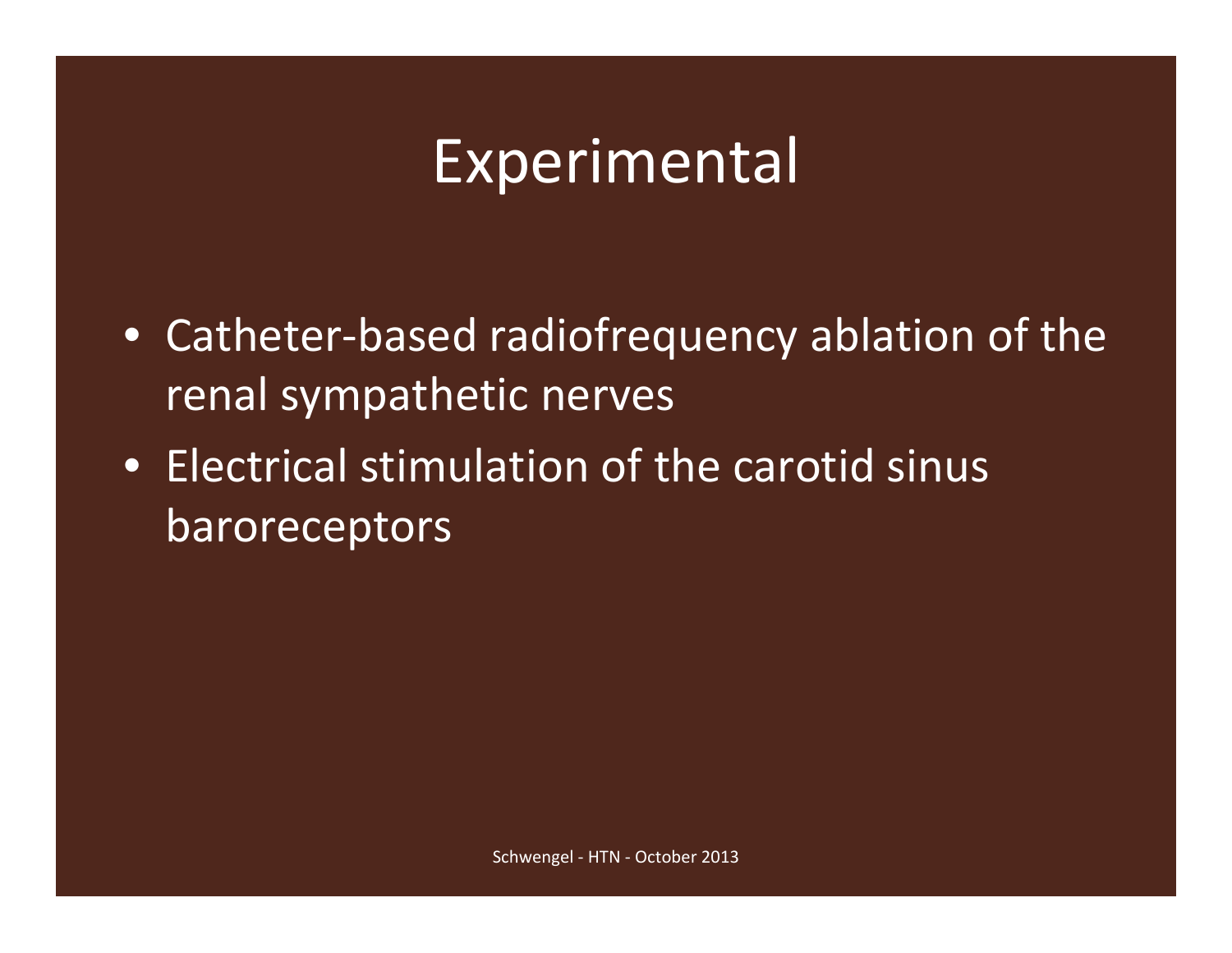# Experimental

- Catheter-based radiofrequency ablation of the renal sympathetic nerves
- Electrical stimulation of the carotid sinus baroreceptors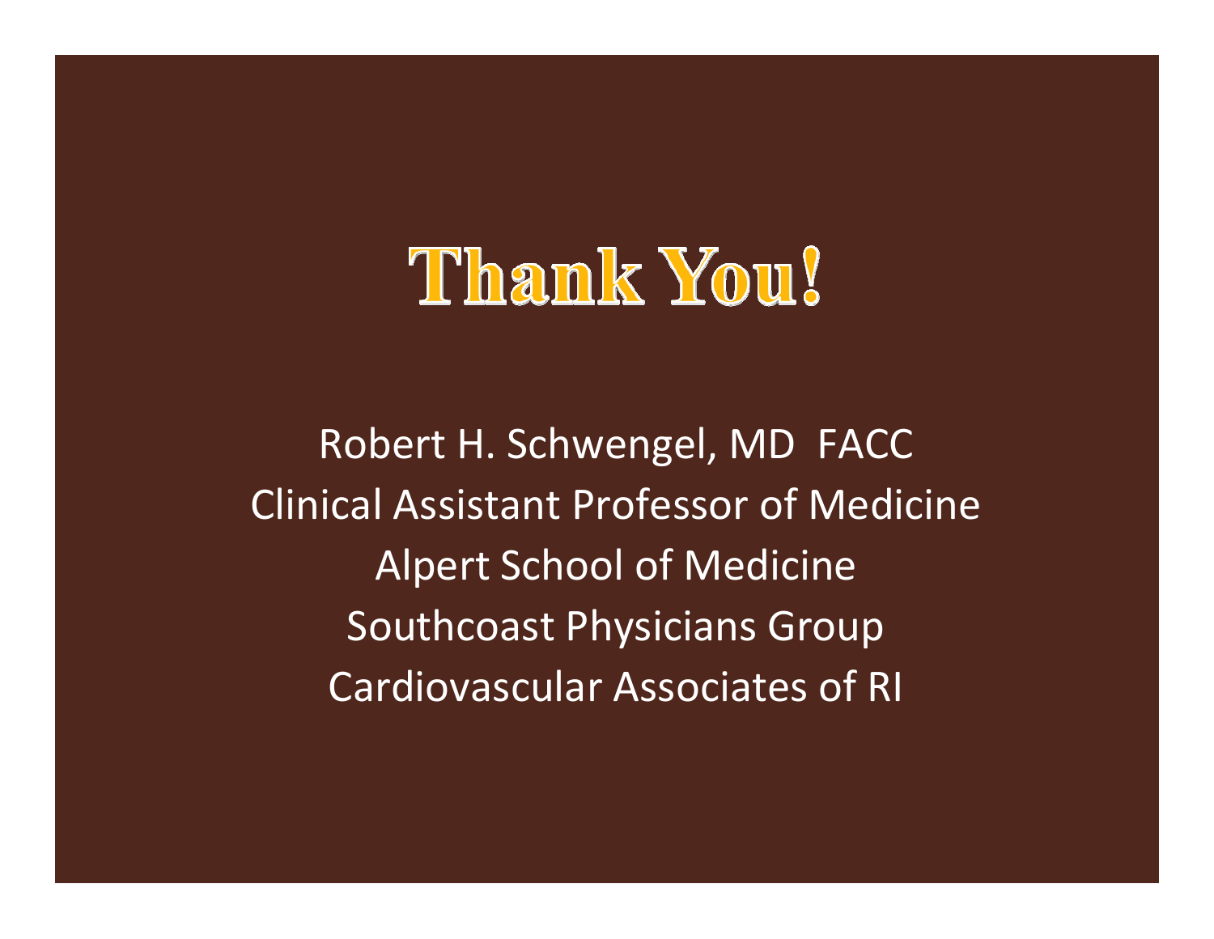# Thank You!

Robert H. Schwengel, MD FACC

Clinical Assistant Professor of Medicine

Alpert School of Medicine

Southcoast Physicians Group

Cardiovascular Associates of RI